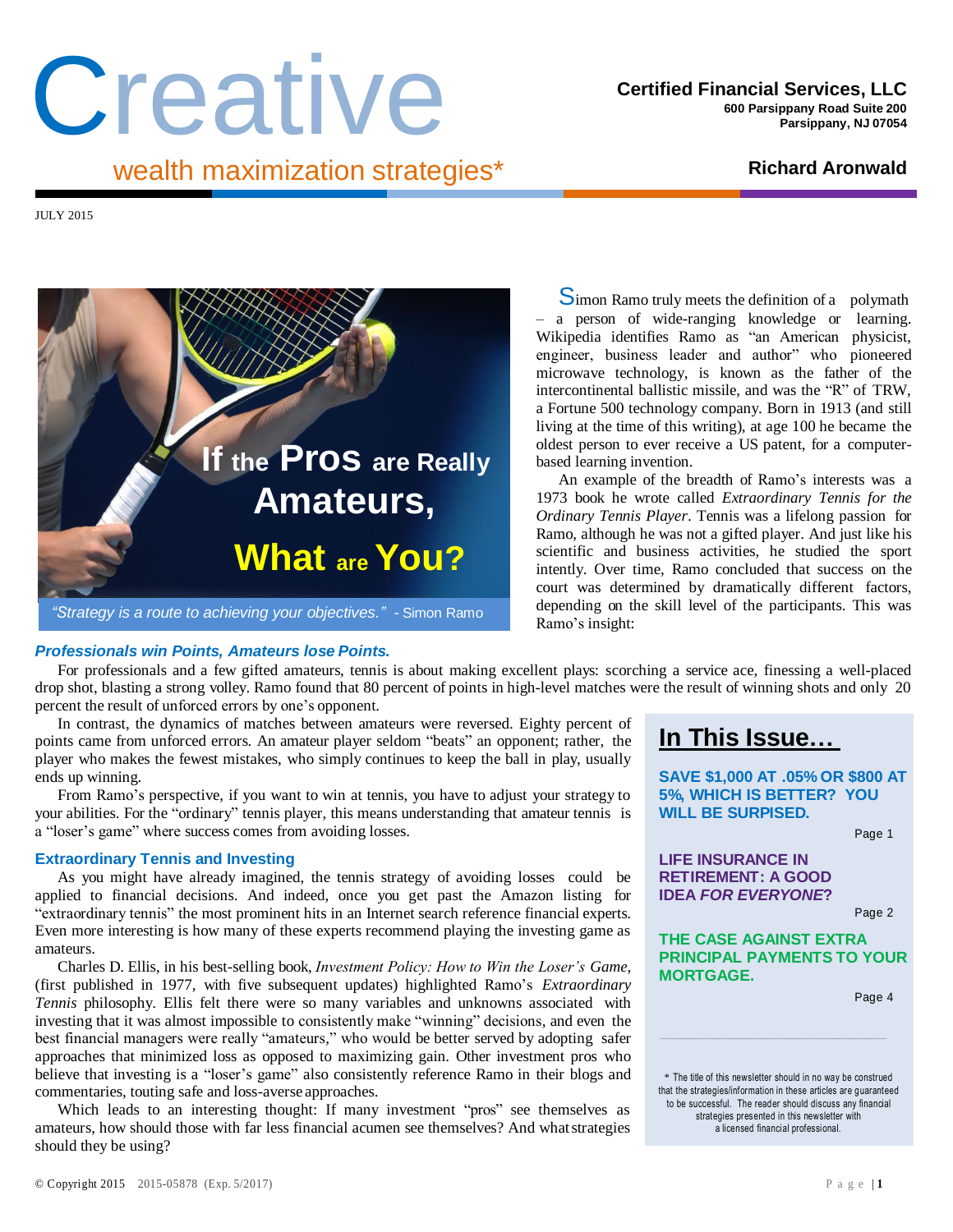# Creative

**Certified Financial Services, LLC**
600 Parsippany Road Suite 200
Parsippany, NJ 07054

wealth maximization strategies*

**Richard Aronwald**

JULY 2015

## If the Pros are Really Amateurs, What are You?

*"Strategy is a route to achieving your objectives."* - Simon Ramo

Simon Ramo truly meets the definition of a polymath – a person of wide-ranging knowledge or learning. Wikipedia identifies Ramo as "an American physicist, engineer, business leader and author" who pioneered microwave technology, is known as the father of the intercontinental ballistic missile, and was the "R" of TRW, a Fortune 500 technology company. Born in 1913 (and still living at the time of this writing), at age 100 he became the oldest person to ever receive a US patent, for a computer-based learning invention.

An example of the breadth of Ramo's interests was a 1973 book he wrote called *Extraordinary Tennis for the Ordinary Tennis Player*. Tennis was a lifelong passion for Ramo, although he was not a gifted player. And just like his scientific and business activities, he studied the sport intently. Over time, Ramo concluded that success on the court was determined by dramatically different factors, depending on the skill level of the participants. This was Ramo's insight:

### *Professionals win Points, Amateurs lose Points.*

For professionals and a few gifted amateurs, tennis is about making excellent plays: scorching a service ace, finessing a well-placed drop shot, blasting a strong volley. Ramo found that 80 percent of points in high-level matches were the result of winning shots and only 20 percent the result of unforced errors by one's opponent.

In contrast, the dynamics of matches between amateurs were reversed. Eighty percent of points came from unforced errors. An amateur player seldom "beats" an opponent; rather, the player who makes the fewest mistakes, who simply continues to keep the ball in play, usually ends up winning.

From Ramo's perspective, if you want to win at tennis, you have to adjust your strategy to your abilities. For the "ordinary" tennis player, this means understanding that amateur tennis is a "loser's game" where success comes from avoiding losses.

### Extraordinary Tennis and Investing

As you might have already imagined, the tennis strategy of avoiding losses could be applied to financial decisions. And indeed, once you get past the Amazon listing for "extraordinary tennis" the most prominent hits in an Internet search reference financial experts. Even more interesting is how many of these experts recommend playing the investing game as amateurs.

Charles D. Ellis, in his best-selling book, *Investment Policy: How to Win the Loser's Game*, (first published in 1977, with five subsequent updates) highlighted Ramo's *Extraordinary Tennis* philosophy. Ellis felt there were so many variables and unknowns associated with investing that it was almost impossible to consistently make "winning" decisions, and even the best financial managers were really "amateurs," who would be better served by adopting safer approaches that minimized loss as opposed to maximizing gain. Other investment pros who believe that investing is a "loser's game" also consistently reference Ramo in their blogs and commentaries, touting safe and loss-averse approaches.

Which leads to an interesting thought: If many investment "pros" see themselves as amateurs, how should those with far less financial acumen see themselves? And what strategies should they be using?

---

## In This Issue…

**SAVE $1,000 AT .05% OR $800 AT 5%, WHICH IS BETTER? YOU WILL BE SURPISED.**
Page 1

**LIFE INSURANCE IN RETIREMENT: A GOOD IDEA *FOR EVERYONE*?**
Page 2

**THE CASE AGAINST EXTRA PRINCIPAL PAYMENTS TO YOUR MORTGAGE.**
Page 4

\* The title of this newsletter should in no way be construed that the strategies/information in these articles are guaranteed to be successful. The reader should discuss any financial strategies presented in this newsletter with a licensed financial professional.

© Copyright 2015 2015-05878 (Exp. 5/2017)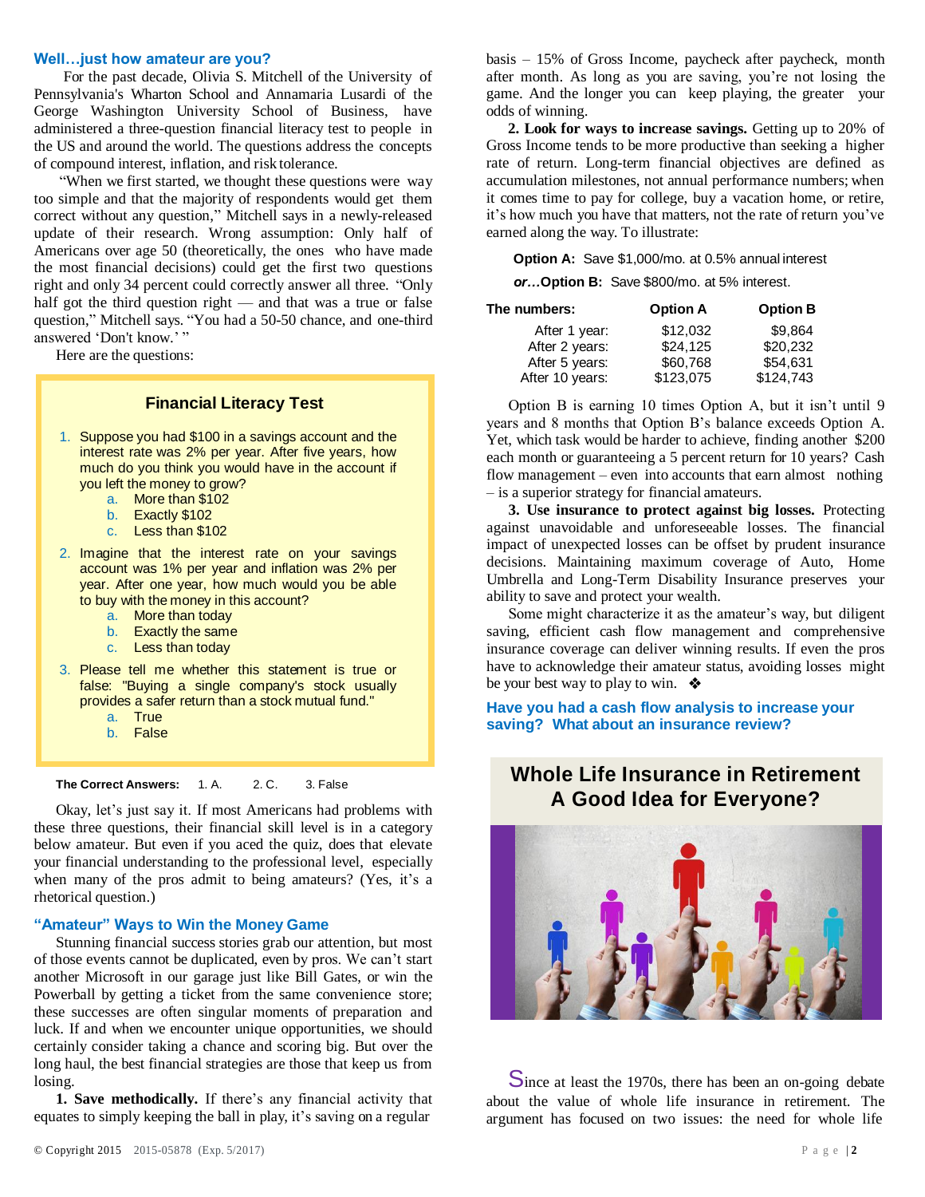## Well…just how amateur are you?

For the past decade, Olivia S. Mitchell of the University of Pennsylvania's Wharton School and Annamaria Lusardi of the George Washington University School of Business, have administered a three-question financial literacy test to people in the US and around the world. The questions address the concepts of compound interest, inflation, and risk tolerance.

"When we first started, we thought these questions were way too simple and that the majority of respondents would get them correct without any question," Mitchell says in a newly-released update of their research. Wrong assumption: Only half of Americans over age 50 (theoretically, the ones who have made the most financial decisions) could get the first two questions right and only 34 percent could correctly answer all three. "Only half got the third question right — and that was a true or false question," Mitchell says. "You had a 50-50 chance, and one-third answered 'Don't know.' "

Here are the questions:

### Financial Literacy Test

1. Suppose you had $100 in a savings account and the interest rate was 2% per year. After five years, how much do you think you would have in the account if you left the money to grow?
   a. More than $102
   b. Exactly $102
   c. Less than $102
2. Imagine that the interest rate on your savings account was 1% per year and inflation was 2% per year. After one year, how much would you be able to buy with the money in this account?
   a. More than today
   b. Exactly the same
   c. Less than today
3. Please tell me whether this statement is true or false: "Buying a single company's stock usually provides a safer return than a stock mutual fund."
   a. True
   b. False

**The Correct Answers:** 1. A. 2. C. 3. False

Okay, let's just say it. If most Americans had problems with these three questions, their financial skill level is in a category below amateur. But even if you aced the quiz, does that elevate your financial understanding to the professional level, especially when many of the pros admit to being amateurs? (Yes, it's a rhetorical question.)

## "Amateur" Ways to Win the Money Game

Stunning financial success stories grab our attention, but most of those events cannot be duplicated, even by pros. We can't start another Microsoft in our garage just like Bill Gates, or win the Powerball by getting a ticket from the same convenience store; these successes are often singular moments of preparation and luck. If and when we encounter unique opportunities, we should certainly consider taking a chance and scoring big. But over the long haul, the best financial strategies are those that keep us from losing.

**1. Save methodically.** If there's any financial activity that equates to simply keeping the ball in play, it's saving on a regular basis – 15% of Gross Income, paycheck after paycheck, month after month. As long as you are saving, you're not losing the game. And the longer you can keep playing, the greater your odds of winning.

**2. Look for ways to increase savings.** Getting up to 20% of Gross Income tends to be more productive than seeking a higher rate of return. Long-term financial objectives are defined as accumulation milestones, not annual performance numbers; when it comes time to pay for college, buy a vacation home, or retire, it's how much you have that matters, not the rate of return you've earned along the way. To illustrate:

**Option A:** Save $1,000/mo. at 0.5% annual interest

***or…*Option B:** Save $800/mo. at 5% interest.

| The numbers: | Option A | Option B |
|---|---|---|
| After 1 year: | $12,032 | $9,864 |
| After 2 years: | $24,125 | $20,232 |
| After 5 years: | $60,768 | $54,631 |
| After 10 years: | $123,075 | $124,743 |

Option B is earning 10 times Option A, but it isn't until 9 years and 8 months that Option B's balance exceeds Option A. Yet, which task would be harder to achieve, finding another $200 each month or guaranteeing a 5 percent return for 10 years? Cash flow management – even into accounts that earn almost nothing – is a superior strategy for financial amateurs.

**3. Use insurance to protect against big losses.** Protecting against unavoidable and unforeseeable losses. The financial impact of unexpected losses can be offset by prudent insurance decisions. Maintaining maximum coverage of Auto, Home Umbrella and Long-Term Disability Insurance preserves your ability to save and protect your wealth.

Some might characterize it as the amateur's way, but diligent saving, efficient cash flow management and comprehensive insurance coverage can deliver winning results. If even the pros have to acknowledge their amateur status, avoiding losses might be your best way to play to win. ❖

**Have you had a cash flow analysis to increase your saving? What about an insurance review?**

# Whole Life Insurance in Retirement A Good Idea for Everyone?

Since at least the 1970s, there has been an on-going debate about the value of whole life insurance in retirement. The argument has focused on two issues: the need for whole life

© Copyright 2015 2015-05878 (Exp. 5/2017)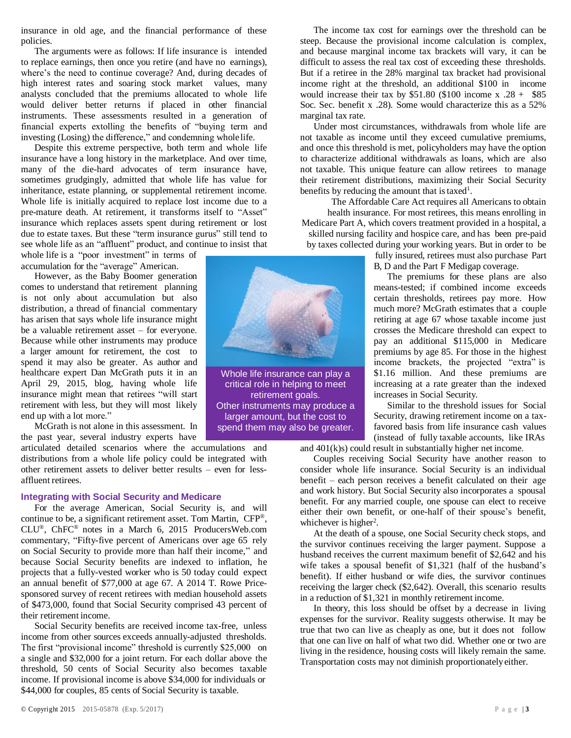insurance in old age, and the financial performance of these policies.

The arguments were as follows: If life insurance is intended to replace earnings, then once you retire (and have no earnings), where's the need to continue coverage? And, during decades of high interest rates and soaring stock market values, many analysts concluded that the premiums allocated to whole life would deliver better returns if placed in other financial instruments. These assessments resulted in a generation of financial experts extolling the benefits of "buying term and investing (Losing) the difference," and condemning whole life.

Despite this extreme perspective, both term and whole life insurance have a long history in the marketplace. And over time, many of the die-hard advocates of term insurance have, sometimes grudgingly, admitted that whole life has value for inheritance, estate planning, or supplemental retirement income. Whole life is initially acquired to replace lost income due to a pre-mature death. At retirement, it transforms itself to "Asset" insurance which replaces assets spent during retirement or lost due to estate taxes. But these "term insurance gurus" still tend to see whole life as an "affluent" product, and continue to insist that whole life is a "poor investment" in terms of accumulation for the "average" American.

However, as the Baby Boomer generation comes to understand that retirement planning is not only about accumulation but also distribution, a thread of financial commentary has arisen that says whole life insurance might be a valuable retirement asset – for everyone. Because while other instruments may produce a larger amount for retirement, the cost to spend it may also be greater. As author and healthcare expert Dan McGrath puts it in an April 29, 2015, blog, having whole life insurance might mean that retirees "will start retirement with less, but they will most likely end up with a lot more."

McGrath is not alone in this assessment. In the past year, several industry experts have articulated detailed scenarios where the accumulations and distributions from a whole life policy could be integrated with other retirement assets to deliver better results – even for less-affluent retirees.

Whole life insurance can play a critical role in helping to meet retirement goals. Other instruments may produce a larger amount, but the cost to spend them may also be greater.

### Integrating with Social Security and Medicare

For the average American, Social Security is, and will continue to be, a significant retirement asset. Tom Martin, CFP®, CLU®, ChFC® notes in a March 6, 2015 ProducersWeb.com commentary, "Fifty-five percent of Americans over age 65 rely on Social Security to provide more than half their income," and because Social Security benefits are indexed to inflation, he projects that a fully-vested worker who is 50 today could expect an annual benefit of $77,000 at age 67. A 2014 T. Rowe Price-sponsored survey of recent retirees with median household assets of $473,000, found that Social Security comprised 43 percent of their retirement income.

Social Security benefits are received income tax-free, unless income from other sources exceeds annually-adjusted thresholds. The first "provisional income" threshold is currently $25,000 on a single and $32,000 for a joint return. For each dollar above the threshold, 50 cents of Social Security also becomes taxable income. If provisional income is above $34,000 for individuals or $44,000 for couples, 85 cents of Social Security is taxable.

The income tax cost for earnings over the threshold can be steep. Because the provisional income calculation is complex, and because marginal income tax brackets will vary, it can be difficult to assess the real tax cost of exceeding these thresholds. But if a retiree in the 28% marginal tax bracket had provisional income right at the threshold, an additional $100 in income would increase their tax by $51.80 ($100 income x .28 + $85 Soc. Sec. benefit x .28). Some would characterize this as a 52% marginal tax rate.

Under most circumstances, withdrawals from whole life are not taxable as income until they exceed cumulative premiums, and once this threshold is met, policyholders may have the option to characterize additional withdrawals as loans, which are also not taxable. This unique feature can allow retirees to manage their retirement distributions, maximizing their Social Security benefits by reducing the amount that is taxed[1].

The Affordable Care Act requires all Americans to obtain health insurance. For most retirees, this means enrolling in Medicare Part A, which covers treatment provided in a hospital, a skilled nursing facility and hospice care, and has been pre-paid by taxes collected during your working years. But in order to be fully insured, retirees must also purchase Part B, D and the Part F Medigap coverage.

The premiums for these plans are also means-tested; if combined income exceeds certain thresholds, retirees pay more. How much more? McGrath estimates that a couple retiring at age 67 whose taxable income just crosses the Medicare threshold can expect to pay an additional $115,000 in Medicare premiums by age 85. For those in the highest income brackets, the projected "extra" is $1.16 million. And these premiums are increasing at a rate greater than the indexed increases in Social Security.

Similar to the threshold issues for Social Security, drawing retirement income on a tax-favored basis from life insurance cash values (instead of fully taxable accounts, like IRAs and 401(k)s) could result in substantially higher net income.

Couples receiving Social Security have another reason to consider whole life insurance. Social Security is an individual benefit – each person receives a benefit calculated on their age and work history. But Social Security also incorporates a spousal benefit. For any married couple, one spouse can elect to receive either their own benefit, or one-half of their spouse's benefit, whichever is higher[2].

At the death of a spouse, one Social Security check stops, and the survivor continues receiving the larger payment. Suppose a husband receives the current maximum benefit of $2,642 and his wife takes a spousal benefit of $1,321 (half of the husband's benefit). If either husband or wife dies, the survivor continues receiving the larger check ($2,642). Overall, this scenario results in a reduction of $1,321 in monthly retirement income.

In theory, this loss should be offset by a decrease in living expenses for the survivor. Reality suggests otherwise. It may be true that two can live as cheaply as one, but it does not follow that one can live on half of what two did. Whether one or two are living in the residence, housing costs will likely remain the same. Transportation costs may not diminish proportionately either.

© Copyright 2015 2015-05878 (Exp. 5/2017)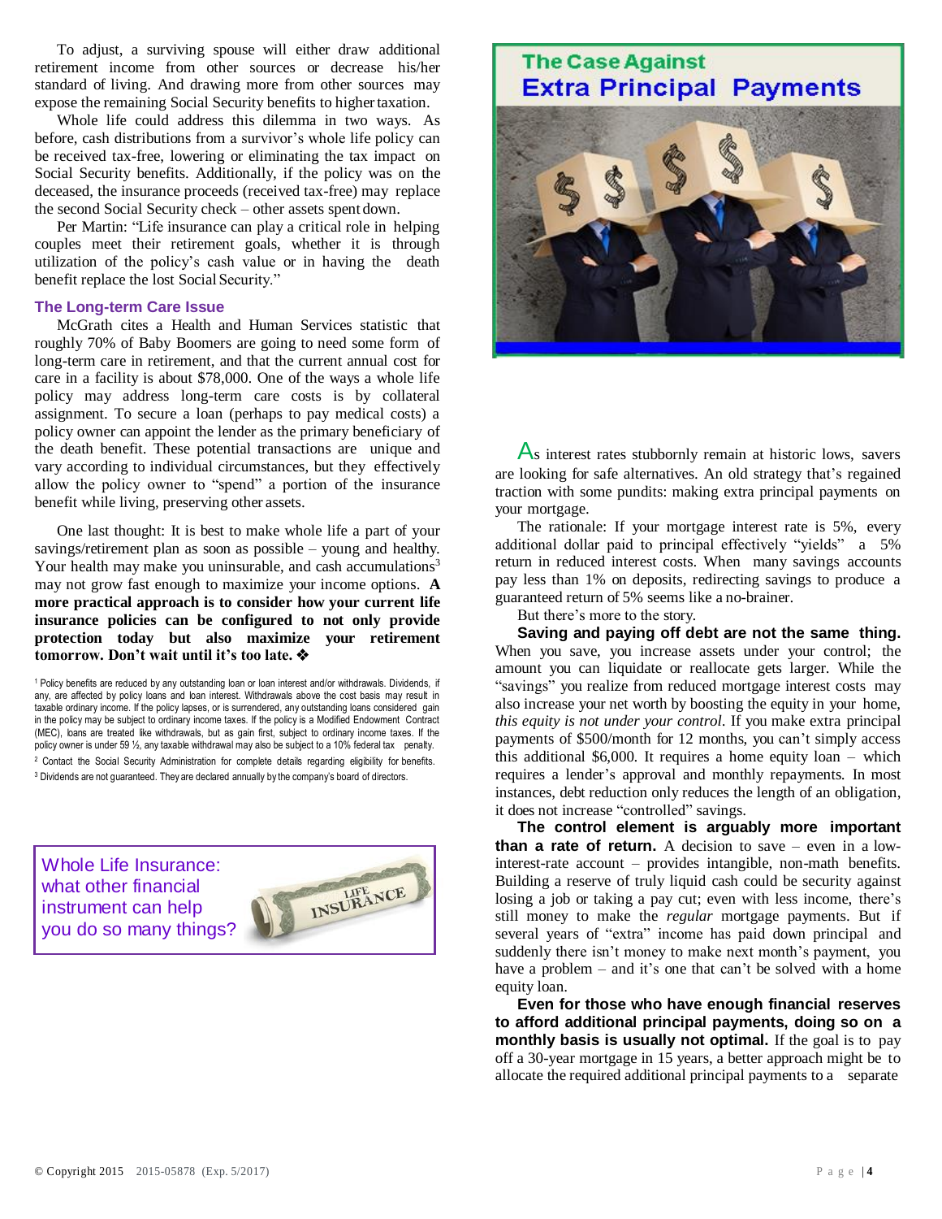To adjust, a surviving spouse will either draw additional retirement income from other sources or decrease his/her standard of living. And drawing more from other sources may expose the remaining Social Security benefits to higher taxation.

Whole life could address this dilemma in two ways. As before, cash distributions from a survivor's whole life policy can be received tax-free, lowering or eliminating the tax impact on Social Security benefits. Additionally, if the policy was on the deceased, the insurance proceeds (received tax-free) may replace the second Social Security check – other assets spent down.

Per Martin: "Life insurance can play a critical role in helping couples meet their retirement goals, whether it is through utilization of the policy's cash value or in having the death benefit replace the lost Social Security."

### The Long-term Care Issue

McGrath cites a Health and Human Services statistic that roughly 70% of Baby Boomers are going to need some form of long-term care in retirement, and that the current annual cost for care in a facility is about $78,000. One of the ways a whole life policy may address long-term care costs is by collateral assignment. To secure a loan (perhaps to pay medical costs) a policy owner can appoint the lender as the primary beneficiary of the death benefit. These potential transactions are unique and vary according to individual circumstances, but they effectively allow the policy owner to "spend" a portion of the insurance benefit while living, preserving other assets.

One last thought: It is best to make whole life a part of your savings/retirement plan as soon as possible – young and healthy. Your health may make you uninsurable, and cash accumulations[3] may not grow fast enough to maximize your income options. **A more practical approach is to consider how your current life insurance policies can be configured to not only provide protection today but also maximize your retirement tomorrow. Don't wait until it's too late.** ❖

[1] Policy benefits are reduced by any outstanding loan or loan interest and/or withdrawals. Dividends, if any, are affected by policy loans and loan interest. Withdrawals above the cost basis may result in taxable ordinary income. If the policy lapses, or is surrendered, any outstanding loans considered gain in the policy may be subject to ordinary income taxes. If the policy is a Modified Endowment Contract (MEC), loans are treated like withdrawals, but as gain first, subject to ordinary income taxes. If the policy owner is under 59 ½, any taxable withdrawal may also be subject to a 10% federal tax penalty.

[2] Contact the Social Security Administration for complete details regarding eligibility for benefits.

[3] Dividends are not guaranteed. They are declared annually by the company's board of directors.

Whole Life Insurance: what other financial instrument can help you do so many things?

## The Case Against Extra Principal Payments

As interest rates stubbornly remain at historic lows, savers are looking for safe alternatives. An old strategy that's regained traction with some pundits: making extra principal payments on your mortgage.

The rationale: If your mortgage interest rate is 5%, every additional dollar paid to principal effectively "yields" a 5% return in reduced interest costs. When many savings accounts pay less than 1% on deposits, redirecting savings to produce a guaranteed return of 5% seems like a no-brainer.

But there's more to the story.

**Saving and paying off debt are not the same thing.** When you save, you increase assets under your control; the amount you can liquidate or reallocate gets larger. While the "savings" you realize from reduced mortgage interest costs may also increase your net worth by boosting the equity in your home, *this equity is not under your control*. If you make extra principal payments of $500/month for 12 months, you can't simply access this additional $6,000. It requires a home equity loan – which requires a lender's approval and monthly repayments. In most instances, debt reduction only reduces the length of an obligation, it does not increase "controlled" savings.

**The control element is arguably more important than a rate of return.** A decision to save – even in a low-interest-rate account – provides intangible, non-math benefits. Building a reserve of truly liquid cash could be security against losing a job or taking a pay cut; even with less income, there's still money to make the *regular* mortgage payments. But if several years of "extra" income has paid down principal and suddenly there isn't money to make next month's payment, you have a problem – and it's one that can't be solved with a home equity loan.

**Even for those who have enough financial reserves to afford additional principal payments, doing so on a monthly basis is usually not optimal.** If the goal is to pay off a 30-year mortgage in 15 years, a better approach might be to allocate the required additional principal payments to a separate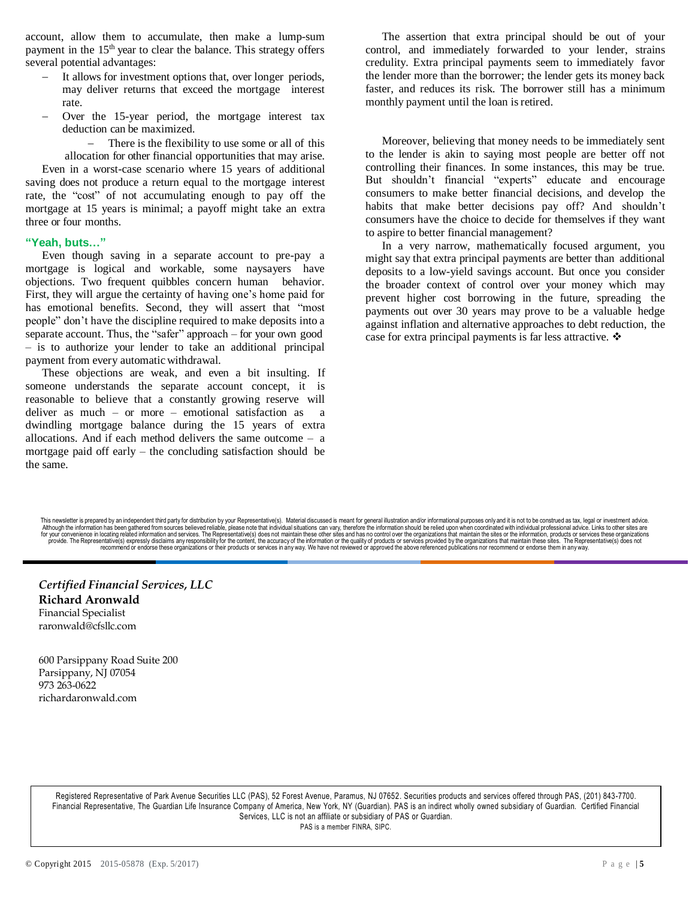account, allow them to accumulate, then make a lump-sum payment in the 15th year to clear the balance. This strategy offers several potential advantages:

- It allows for investment options that, over longer periods, may deliver returns that exceed the mortgage interest rate.
- Over the 15-year period, the mortgage interest tax deduction can be maximized.
- There is the flexibility to use some or all of this allocation for other financial opportunities that may arise.

Even in a worst-case scenario where 15 years of additional saving does not produce a return equal to the mortgage interest rate, the "cost" of not accumulating enough to pay off the mortgage at 15 years is minimal; a payoff might take an extra three or four months.

### "Yeah, buts…"

Even though saving in a separate account to pre-pay a mortgage is logical and workable, some naysayers have objections. Two frequent quibbles concern human behavior. First, they will argue the certainty of having one's home paid for has emotional benefits. Second, they will assert that "most people" don't have the discipline required to make deposits into a separate account. Thus, the "safer" approach – for your own good – is to authorize your lender to take an additional principal payment from every automatic withdrawal.

These objections are weak, and even a bit insulting. If someone understands the separate account concept, it is reasonable to believe that a constantly growing reserve will deliver as much – or more – emotional satisfaction as a dwindling mortgage balance during the 15 years of extra allocations. And if each method delivers the same outcome – a mortgage paid off early – the concluding satisfaction should be the same.

The assertion that extra principal should be out of your control, and immediately forwarded to your lender, strains credulity. Extra principal payments seem to immediately favor the lender more than the borrower; the lender gets its money back faster, and reduces its risk. The borrower still has a minimum monthly payment until the loan is retired.

Moreover, believing that money needs to be immediately sent to the lender is akin to saying most people are better off not controlling their finances. In some instances, this may be true. But shouldn't financial "experts" educate and encourage consumers to make better financial decisions, and develop the habits that make better decisions pay off? And shouldn't consumers have the choice to decide for themselves if they want to aspire to better financial management?

In a very narrow, mathematically focused argument, you might say that extra principal payments are better than additional deposits to a low-yield savings account. But once you consider the broader context of control over your money which may prevent higher cost borrowing in the future, spreading the payments out over 30 years may prove to be a valuable hedge against inflation and alternative approaches to debt reduction, the case for extra principal payments is far less attractive. ❖

This newsletter is prepared by an independent third party for distribution by your Representative(s). Material discussed is meant for general illustration and/or informational purposes only and it is not to be construed as tax, legal or investment advice. Although the information has been gathered from sources believed reliable, please note that individual situations can vary, therefore the information should be relied upon when coordinated with individual professional advice. Links to other sites are for your convenience in locating related information and services. The Representative(s) does not maintain these other sites and has no control over the organizations that maintain the sites or the information, products or services these organizations provide. The Representative(s) expressly disclaims any responsibility for the content, the accuracy of the information or the quality of products or services provided by the organizations that maintain these sites. The Representative(s) does not recommend or endorse these organizations or their products or services in any way. We have not reviewed or approved the above referenced publications nor recommend or endorse them in any way.

*Certified Financial Services, LLC*
**Richard Aronwald**
Financial Specialist
raronwald@cfsllc.com

600 Parsippany Road Suite 200
Parsippany, NJ 07054
973 263-0622
richardaronwald.com

Registered Representative of Park Avenue Securities LLC (PAS), 52 Forest Avenue, Paramus, NJ 07652. Securities products and services offered through PAS, (201) 843-7700. Financial Representative, The Guardian Life Insurance Company of America, New York, NY (Guardian). PAS is an indirect wholly owned subsidiary of Guardian. Certified Financial Services, LLC is not an affiliate or subsidiary of PAS or Guardian.
PAS is a member FINRA, SIPC.

© Copyright 2015 2015-05878 (Exp. 5/2017)